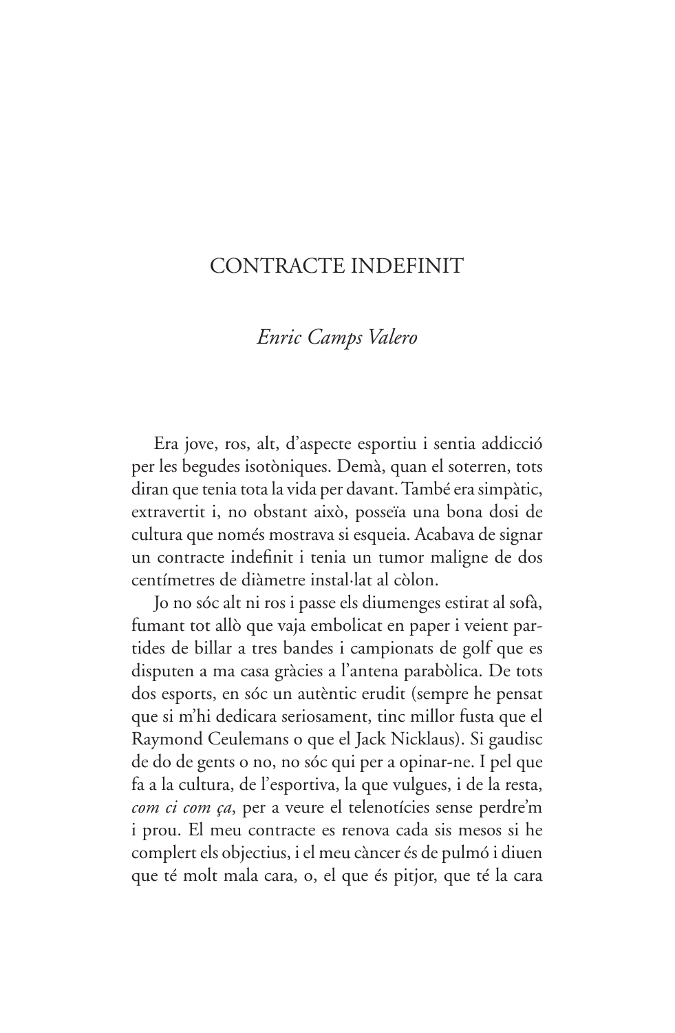# CONTRACTE INDEFINIT

*Enric Camps Valero*

Era jove, ros, alt, d'aspecte esportiu i sentia addicció per les begudes isotòniques. Demà, quan el soterren, tots diran que tenia tota la vida per davant. També era simpàtic, extravertit i, no obstant això, posseïa una bona dosi de cultura que només mostrava si esqueia. Acabava de signar un contracte indefinit i tenia un tumor maligne de dos centímetres de diàmetre instal·lat al còlon.

Jo no sóc alt ni ros i passe els diumenges estirat al sofà, fumant tot allò que vaja embolicat en paper i veient partides de billar a tres bandes i campionats de golf que es disputen a ma casa gràcies a l'antena parabòlica. De tots dos esports, en sóc un autèntic erudit (sempre he pensat que si m'hi dedicara seriosament, tinc millor fusta que el Raymond Ceulemans o que el Jack Nicklaus). Si gaudisc de do de gents o no, no sóc qui per a opinar-ne. I pel que fa a la cultura, de l'esportiva, la que vulgues, i de la resta, *com ci com ça*, per a veure el telenotícies sense perdre'm i prou. El meu contracte es renova cada sis mesos si he complert els objectius, i el meu càncer és de pulmó i diuen que té molt mala cara, o, el que és pitjor, que té la cara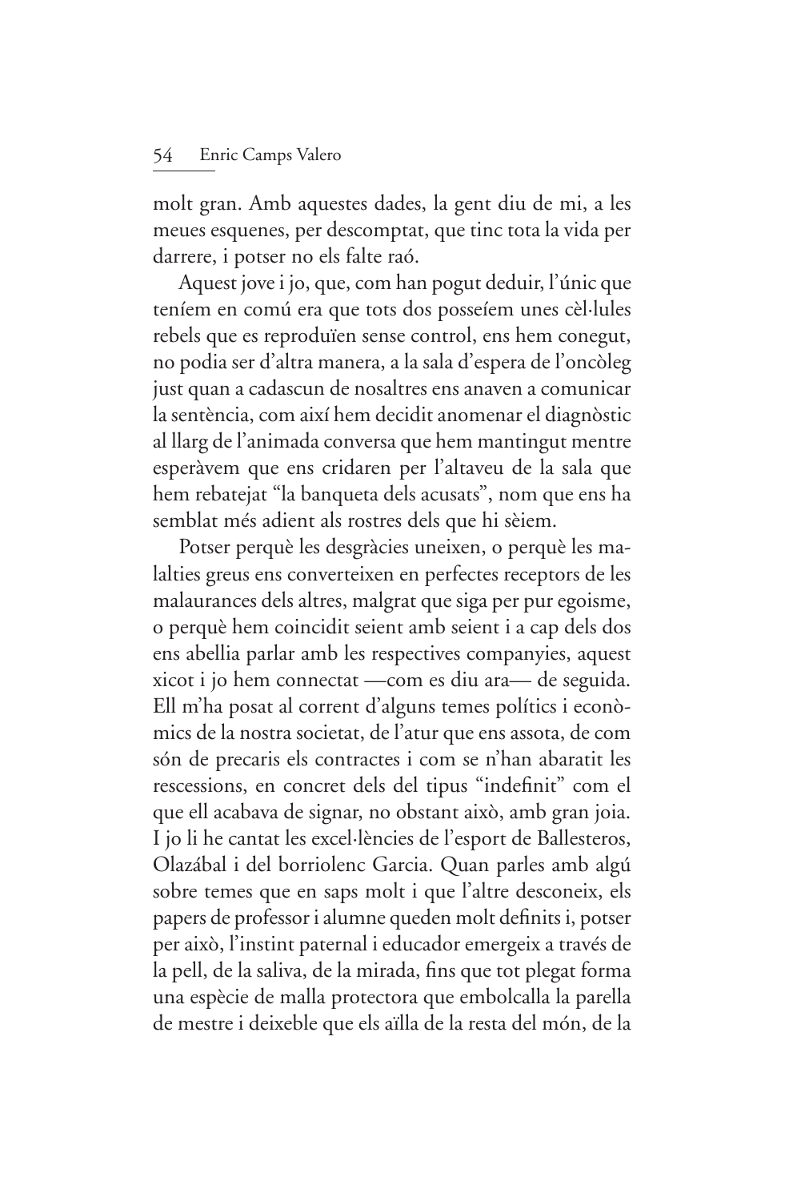molt gran. Amb aquestes dades, la gent diu de mi, a les meues esquenes, per descomptat, que tinc tota la vida per darrere, i potser no els falte raó.

Aquest jove i jo, que, com han pogut deduir, l'únic que teníem en comú era que tots dos posseíem unes cèl·lules rebels que es reproduïen sense control, ens hem conegut, no podia ser d'altra manera, a la sala d'espera de l'oncòleg just quan a cadascun de nosaltres ens anaven a comunicar la sentència, com així hem decidit anomenar el diagnòstic al llarg de l'animada conversa que hem mantingut mentre esperàvem que ens cridaren per l'altaveu de la sala que hem rebatejat "la banqueta dels acusats", nom que ens ha semblat més adient als rostres dels que hi sèiem.

Potser perquè les desgràcies uneixen, o perquè les malalties greus ens converteixen en perfectes receptors de les malaurances dels altres, malgrat que siga per pur egoisme, o perquè hem coincidit seient amb seient i a cap dels dos ens abellia parlar amb les respectives companyies, aquest xicot i jo hem connectat —com es diu ara— de seguida. Ell m'ha posat al corrent d'alguns temes polítics i econòmics de la nostra societat, de l'atur que ens assota, de com són de precaris els contractes i com se n'han abaratit les rescessions, en concret dels del tipus "indefinit" com el que ell acabava de signar, no obstant això, amb gran joia. I jo li he cantat les excel·lències de l'esport de Ballesteros, Olazábal i del borriolenc Garcia. Quan parles amb algú sobre temes que en saps molt i que l'altre desconeix, els papers de professor i alumne queden molt definits i, potser per això, l'instint paternal i educador emergeix a través de la pell, de la saliva, de la mirada, fins que tot plegat forma una espècie de malla protectora que embolcalla la parella de mestre i deixeble que els aïlla de la resta del món, de la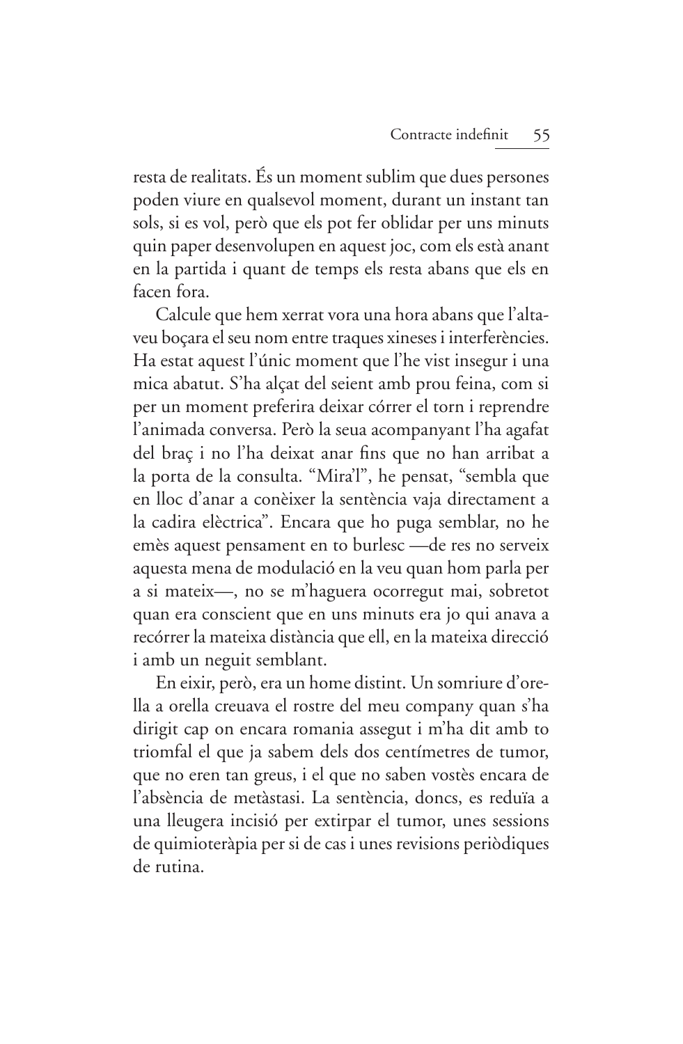resta de realitats. És un moment sublim que dues persones poden viure en qualsevol moment, durant un instant tan sols, si es vol, però que els pot fer oblidar per uns minuts quin paper desenvolupen en aquest joc, com els està anant en la partida i quant de temps els resta abans que els en facen fora.

Calcule que hem xerrat vora una hora abans que l'altaveu boçara el seu nom entre traques xineses i interferències. Ha estat aquest l'únic moment que l'he vist insegur i una mica abatut. S'ha alçat del seient amb prou feina, com si per un moment preferira deixar córrer el torn i reprendre l'animada conversa. Però la seua acompanyant l'ha agafat del braç i no l'ha deixat anar fins que no han arribat a la porta de la consulta. "Mira'l", he pensat, "sembla que en lloc d'anar a conèixer la sentència vaja directament a la cadira elèctrica". Encara que ho puga semblar, no he emès aquest pensament en to burlesc —de res no serveix aquesta mena de modulació en la veu quan hom parla per a si mateix—, no se m'haguera ocorregut mai, sobretot quan era conscient que en uns minuts era jo qui anava a recórrer la mateixa distància que ell, en la mateixa direcció i amb un neguit semblant.

En eixir, però, era un home distint. Un somriure d'orella a orella creuava el rostre del meu company quan s'ha dirigit cap on encara romania assegut i m'ha dit amb to triomfal el que ja sabem dels dos centímetres de tumor, que no eren tan greus, i el que no saben vostès encara de l'absència de metàstasi. La sentència, doncs, es reduïa a una lleugera incisió per extirpar el tumor, unes sessions de quimioteràpia per si de cas i unes revisions periòdiques de rutina.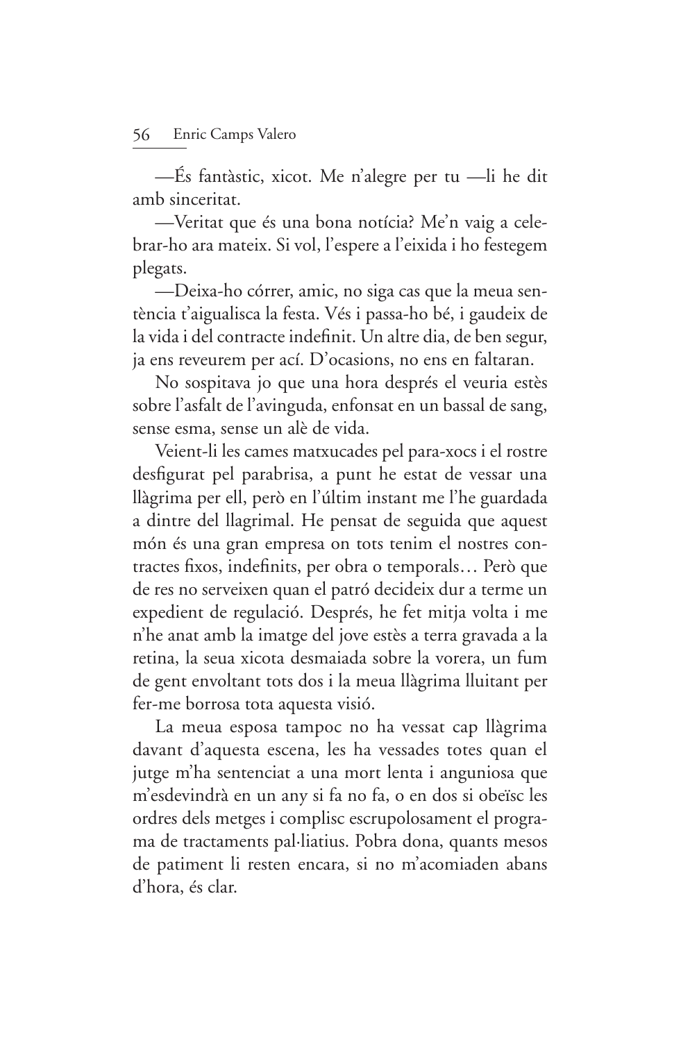—És fantàstic, xicot. Me n'alegre per tu —li he dit amb sinceritat.

—Veritat que és una bona notícia? Me'n vaig a celebrar-ho ara mateix. Si vol, l'espere a l'eixida i ho festegem plegats.

—Deixa-ho córrer, amic, no siga cas que la meua sentència t'aigualisca la festa. Vés i passa-ho bé, i gaudeix de la vida i del contracte indefinit. Un altre dia, de ben segur, ja ens reveurem per ací. D'ocasions, no ens en faltaran.

No sospitava jo que una hora després el veuria estès sobre l'asfalt de l'avinguda, enfonsat en un bassal de sang, sense esma, sense un alè de vida.

Veient-li les cames matxucades pel para-xocs i el rostre desfigurat pel parabrisa, a punt he estat de vessar una llàgrima per ell, però en l'últim instant me l'he guardada a dintre del llagrimal. He pensat de seguida que aquest món és una gran empresa on tots tenim el nostres contractes fixos, indefinits, per obra o temporals… Però que de res no serveixen quan el patró decideix dur a terme un expedient de regulació. Després, he fet mitja volta i me n'he anat amb la imatge del jove estès a terra gravada a la retina, la seua xicota desmaiada sobre la vorera, un fum de gent envoltant tots dos i la meua llàgrima lluitant per fer-me borrosa tota aquesta visió.

La meua esposa tampoc no ha vessat cap llàgrima davant d'aquesta escena, les ha vessades totes quan el jutge m'ha sentenciat a una mort lenta i anguniosa que m'esdevindrà en un any si fa no fa, o en dos si obeïsc les ordres dels metges i complisc escrupolosament el programa de tractaments pal·liatius. Pobra dona, quants mesos de patiment li resten encara, si no m'acomiaden abans d'hora, és clar.